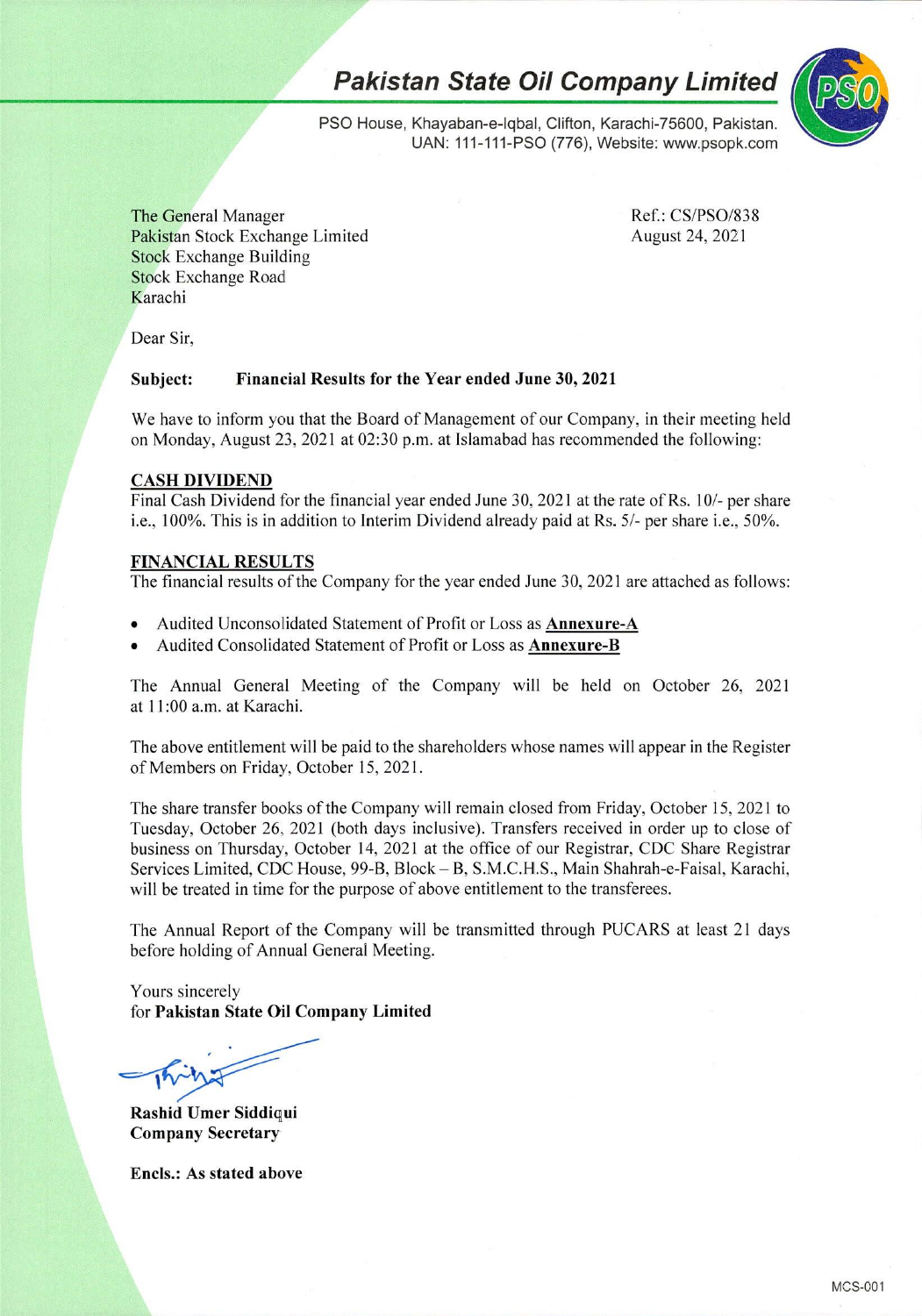# Pakistan State Oil Company Limited

PSO House, Khayaban-e-Iqbal, Clifton, Karachi-75600, Pakistan.
UAN: 111-111-PSO (776), Website: www.psopk.com

The General Manager
Pakistan Stock Exchange Limited
Stock Exchange Building
Stock Exchange Road
Karachi

Ref.: CS/PSO/838
August 24, 2021

Dear Sir,

**Subject: Financial Results for the Year ended June 30, 2021**

We have to inform you that the Board of Management of our Company, in their meeting held on Monday, August 23, 2021 at 02:30 p.m. at Islamabad has recommended the following:

**CASH DIVIDEND**

Final Cash Dividend for the financial year ended June 30, 2021 at the rate of Rs. 10/- per share i.e., 100%. This is in addition to Interim Dividend already paid at Rs. 5/- per share i.e., 50%.

**FINANCIAL RESULTS**

The financial results of the Company for the year ended June 30, 2021 are attached as follows:

- Audited Unconsolidated Statement of Profit or Loss as **Annexure-A**
- Audited Consolidated Statement of Profit or Loss as **Annexure-B**

The Annual General Meeting of the Company will be held on October 26, 2021 at 11:00 a.m. at Karachi.

The above entitlement will be paid to the shareholders whose names will appear in the Register of Members on Friday, October 15, 2021.

The share transfer books of the Company will remain closed from Friday, October 15, 2021 to Tuesday, October 26, 2021 (both days inclusive). Transfers received in order up to close of business on Thursday, October 14, 2021 at the office of our Registrar, CDC Share Registrar Services Limited, CDC House, 99-B, Block – B, S.M.C.H.S., Main Shahrah-e-Faisal, Karachi, will be treated in time for the purpose of above entitlement to the transferees.

The Annual Report of the Company will be transmitted through PUCARS at least 21 days before holding of Annual General Meeting.

Yours sincerely
for **Pakistan State Oil Company Limited**

**Rashid Umer Siddiqui**
**Company Secretary**

**Encls.: As stated above**

MCS-001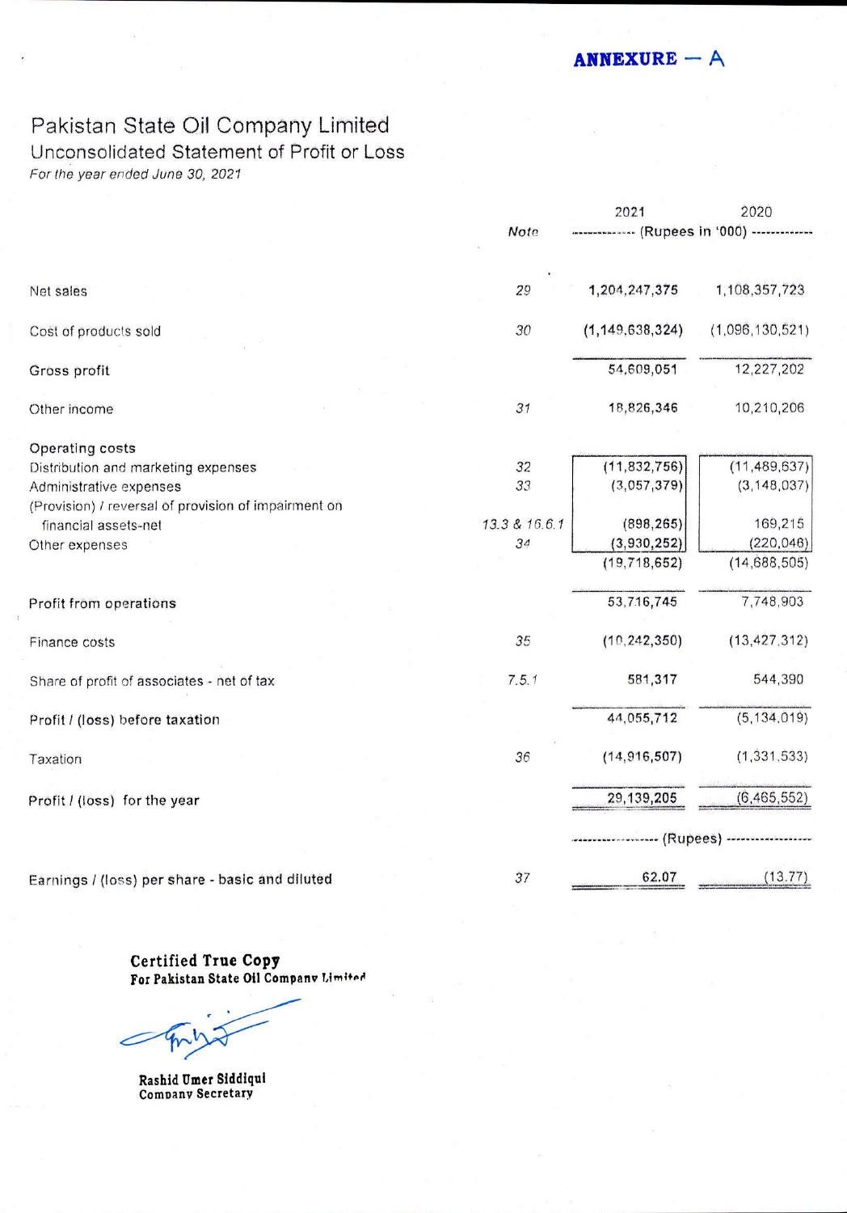**ANNEXURE – A**

# Pakistan State Oil Company Limited

## Unconsolidated Statement of Profit or Loss

*For the year ended June 30, 2021*

| | Note | 2021 | 2020 |
|---|---|---|---|
| | | ---------- (Rupees in '000) ---------- | |
| Net sales | 29 | 1,204,247,375 | 1,108,357,723 |
| Cost of products sold | 30 | (1,149,638,324) | (1,096,130,521) |
| Gross profit | | 54,609,051 | 12,227,202 |
| Other income | 31 | 18,826,346 | 10,210,206 |
| Operating costs | | | |
| Distribution and marketing expenses | 32 | (11,832,756) | (11,489,637) |
| Administrative expenses | 33 | (3,057,379) | (3,148,037) |
| (Provision) / reversal of provision of impairment on financial assets-net | 13.3 & 16.6.1 | (898,265) | 169,215 |
| Other expenses | 34 | (3,930,252) | (220,046) |
| | | (19,718,652) | (14,688,505) |
| Profit from operations | | 53,716,745 | 7,748,903 |
| Finance costs | 35 | (10,242,350) | (13,427,312) |
| Share of profit of associates - net of tax | 7.5.1 | 581,317 | 544,390 |
| Profit / (loss) before taxation | | 44,055,712 | (5,134,019) |
| Taxation | 36 | (14,916,507) | (1,331,533) |
| Profit / (loss) for the year | | 29,139,205 | (6,465,552) |
| | | ---------- (Rupees) ---------- | |
| Earnings / (loss) per share - basic and diluted | 37 | 62.07 | (13.77) |

**Certified True Copy**
**For Pakistan State Oil Company Limited**

**Rashid Umer Siddiqui**
**Company Secretary**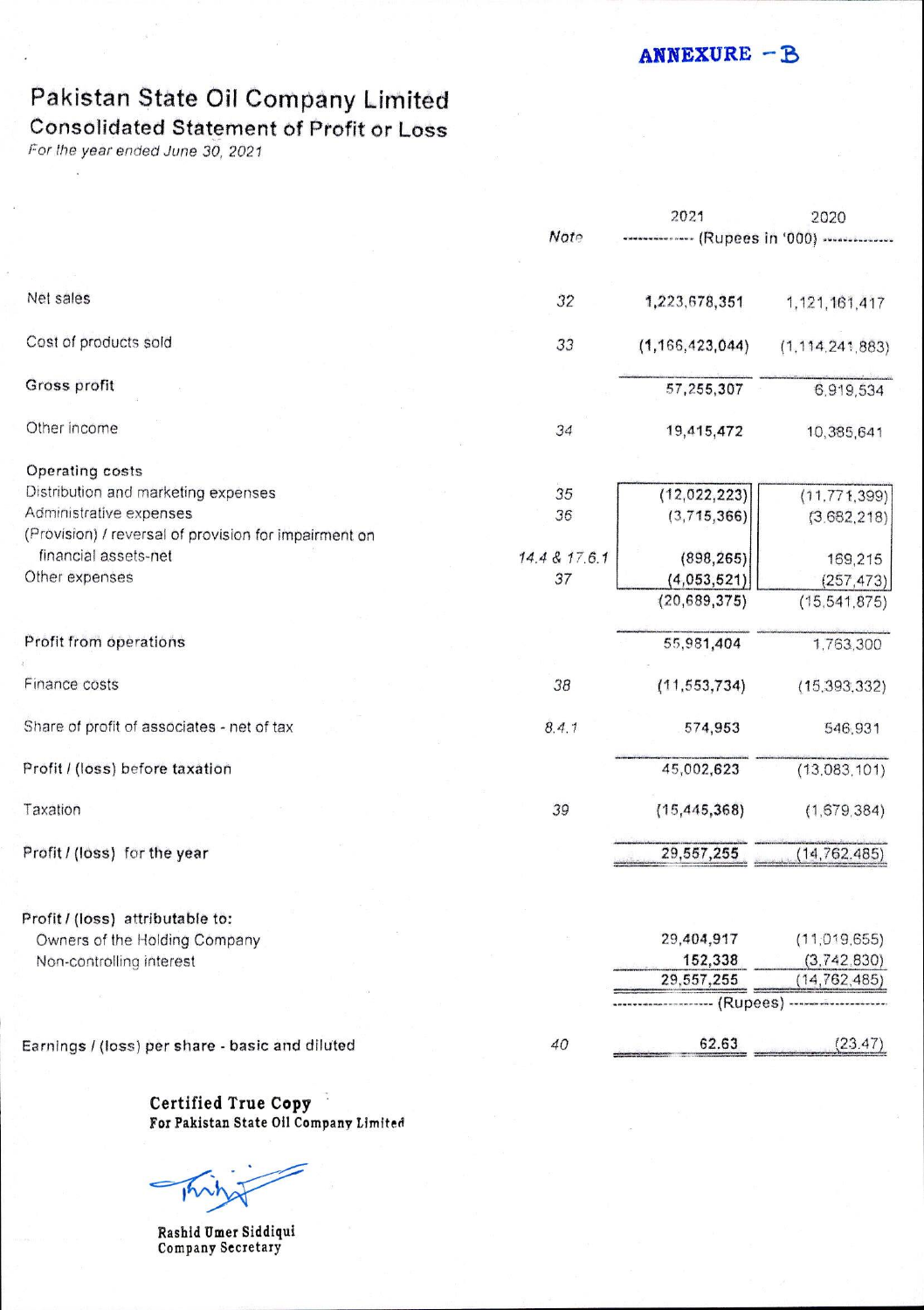**ANNEXURE – B**

# Pakistan State Oil Company Limited
## Consolidated Statement of Profit or Loss
*For the year ended June 30, 2021*

| | Note | 2021 | 2020 |
|---|---|---|---|
| | | (Rupees in '000) | |
| Net sales | 32 | 1,223,678,351 | 1,121,161,417 |
| Cost of products sold | 33 | (1,166,423,044) | (1,114,241,883) |
| **Gross profit** | | 57,255,307 | 6,919,534 |
| Other income | 34 | 19,415,472 | 10,385,641 |
| **Operating costs** | | | |
| Distribution and marketing expenses | 35 | (12,022,223) | (11,771,399) |
| Administrative expenses | 36 | (3,715,366) | (3,682,218) |
| (Provision) / reversal of provision for impairment on financial assets-net | 14.4 & 17.6.1 | (898,265) | 169,215 |
| Other expenses | 37 | (4,053,521) | (257,473) |
| | | (20,689,375) | (15,541,875) |
| **Profit from operations** | | 55,981,404 | 1,763,300 |
| Finance costs | 38 | (11,553,734) | (15,393,332) |
| Share of profit of associates - net of tax | 8.4.1 | 574,953 | 546,931 |
| **Profit / (loss) before taxation** | | 45,002,623 | (13,083,101) |
| Taxation | 39 | (15,445,368) | (1,679,384) |
| **Profit / (loss) for the year** | | 29,557,255 | (14,762,485) |
| **Profit / (loss) attributable to:** | | | |
| Owners of the Holding Company | | 29,404,917 | (11,019,655) |
| Non-controlling interest | | 152,338 | (3,742,830) |
| | | 29,557,255 | (14,762,485) |
| | | (Rupees) | |
| Earnings / (loss) per share - basic and diluted | 40 | 62.63 | (23.47) |

**Certified True Copy**
**For Pakistan State Oil Company Limited**

**Rashid Umer Siddiqui**
**Company Secretary**